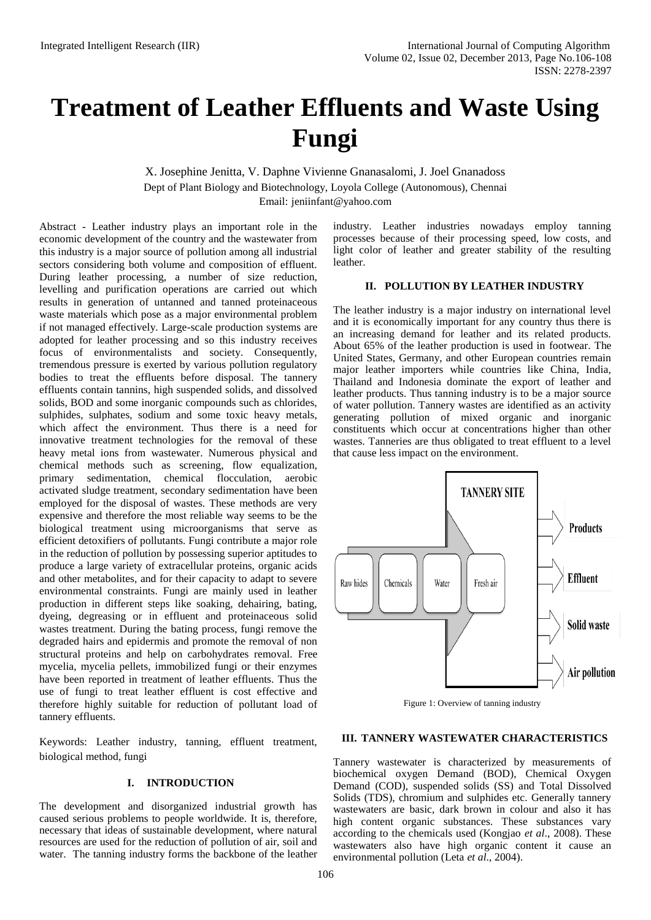# Treatment of Leather Effluents and Waste Using Fungi

X. Josephine Jenitta, V. Daphne Vivienne Gnanasalomi, J. Joel Gnanadoss

Dept of Plant Biology and Biotechnology, Loyola College (Autonomous), Chennai

Email: jeniinfant@yahoo.com

Abstract - Leather industry plays an important role in the economic development of the country and the wastewater from this industry is a major source of pollution among all industrial sectors considering both volume and composition of effluent. During leather processing, a number of size reduction, levelling and purification operations are carried out which results in generation of untanned and tanned proteinaceous waste materials which pose as a major environmental problem if not managed effectively. Large-scale production systems are adopted for leather processing and so this industry receives focus of environmentalists and society. Consequently, tremendous pressure is exerted by various pollution regulatory bodies to treat the effluents before disposal. The tannery effluents contain tannins, high suspended solids, and dissolved solids, BOD and some inorganic compounds such as chlorides, sulphides, sulphates, sodium and some toxic heavy metals, which affect the environment. Thus there is a need for innovative treatment technologies for the removal of these heavy metal ions from wastewater. Numerous physical and chemical methods such as screening, flow equalization, primary sedimentation, chemical flocculation, aerobic activated sludge treatment, secondary sedimentation have been employed for the disposal of wastes. These methods are very expensive and therefore the most reliable way seems to be the biological treatment using microorganisms that serve as efficient detoxifiers of pollutants. Fungi contribute a major role in the reduction of pollution by possessing superior aptitudes to produce a large variety of extracellular proteins, organic acids and other metabolites, and for their capacity to adapt to severe environmental constraints. Fungi are mainly used in leather production in different steps like soaking, dehairing, bating, dyeing, degreasing or in effluent and proteinaceous solid wastes treatment. During the bating process, fungi remove the degraded hairs and epidermis and promote the removal of non structural proteins and help on carbohydrates removal. Free mycelia, mycelia pellets, immobilized fungi or their enzymes have been reported in treatment of leather effluents. Thus the use of fungi to treat leather effluent is cost effective and therefore highly suitable for reduction of pollutant load of tannery effluents.

Keywords: Leather industry, tanning, effluent treatment, biological method, fungi

## I. INTRODUCTION

The development and disorganized industrial growth has caused serious problems to people worldwide. It is, therefore, necessary that ideas of sustainable development, where natural resources are used for the reduction of pollution of air, soil and water. The tanning industry forms the backbone of the leather industry. Leather industries nowadays employ tanning processes because of their processing speed, low costs, and light color of leather and greater stability of the resulting leather.

## II. POLLUTION BY LEATHER INDUSTRY

The leather industry is a major industry on international level and it is economically important for any country thus there is an increasing demand for leather and its related products. About 65% of the leather production is used in footwear. The United States, Germany, and other European countries remain major leather importers while countries like China, India, Thailand and Indonesia dominate the export of leather and leather products. Thus tanning industry is to be a major source of water pollution. Tannery wastes are identified as an activity generating pollution of mixed organic and inorganic constituents which occur at concentrations higher than other wastes. Tanneries are thus obligated to treat effluent to a level that cause less impact on the environment.

TANNERY SITE

Raw hides | Chemicals | Water | Fresh air

Products | Effluent | Solid waste | Air pollution

Figure 1: Overview of tanning industry

## III. TANNERY WASTEWATER CHARACTERISTICS

Tannery wastewater is characterized by measurements of biochemical oxygen Demand (BOD), Chemical Oxygen Demand (COD), suspended solids (SS) and Total Dissolved Solids (TDS), chromium and sulphides etc. Generally tannery wastewaters are basic, dark brown in colour and also it has high content organic substances. These substances vary according to the chemicals used (Kongjao *et al*., 2008). These wastewaters also have high organic content it cause an environmental pollution (Leta *et al*., 2004).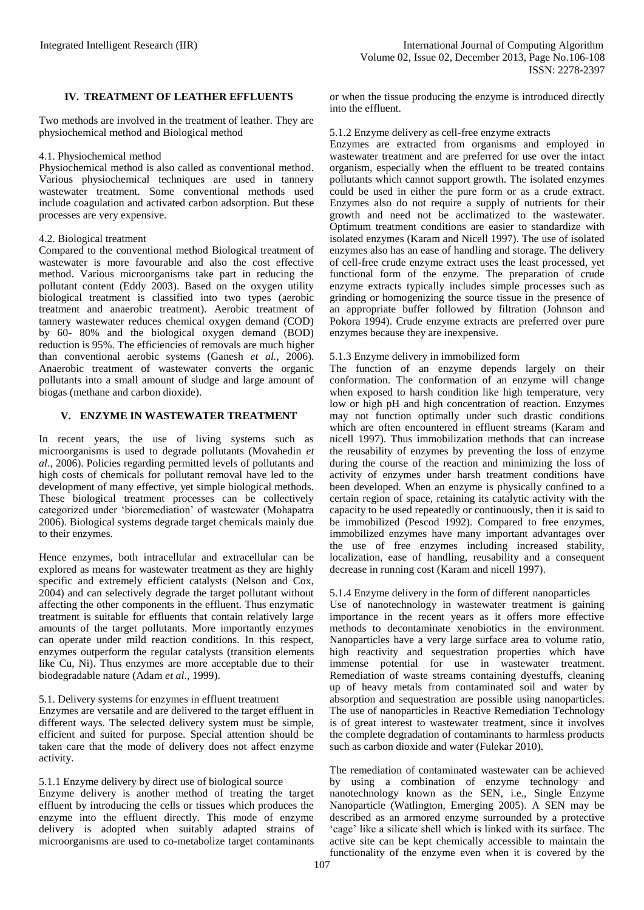## IV. TREATMENT OF LEATHER EFFLUENTS

Two methods are involved in the treatment of leather. They are physiochemical method and Biological method

### 4.1. Physiochemical method

Physiochemical method is also called as conventional method. Various physiochemical techniques are used in tannery wastewater treatment. Some conventional methods used include coagulation and activated carbon adsorption. But these processes are very expensive.

### 4.2. Biological treatment

Compared to the conventional method Biological treatment of wastewater is more favourable and also the cost effective method. Various microorganisms take part in reducing the pollutant content (Eddy 2003). Based on the oxygen utility biological treatment is classified into two types (aerobic treatment and anaerobic treatment). Aerobic treatment of tannery wastewater reduces chemical oxygen demand (COD) by 60- 80% and the biological oxygen demand (BOD) reduction is 95%. The efficiencies of removals are much higher than conventional aerobic systems (Ganesh *et al.*, 2006). Anaerobic treatment of wastewater converts the organic pollutants into a small amount of sludge and large amount of biogas (methane and carbon dioxide).

## V. ENZYME IN WASTEWATER TREATMENT

In recent years, the use of living systems such as microorganisms is used to degrade pollutants (Movahedin *et al*., 2006). Policies regarding permitted levels of pollutants and high costs of chemicals for pollutant removal have led to the development of many effective, yet simple biological methods. These biological treatment processes can be collectively categorized under 'bioremediation' of wastewater (Mohapatra 2006). Biological systems degrade target chemicals mainly due to their enzymes.

Hence enzymes, both intracellular and extracellular can be explored as means for wastewater treatment as they are highly specific and extremely efficient catalysts (Nelson and Cox, 2004) and can selectively degrade the target pollutant without affecting the other components in the effluent. Thus enzymatic treatment is suitable for effluents that contain relatively large amounts of the target pollutants. More importantly enzymes can operate under mild reaction conditions. In this respect, enzymes outperform the regular catalysts (transition elements like Cu, Ni). Thus enzymes are more acceptable due to their biodegradable nature (Adam *et al*., 1999).

### 5.1. Delivery systems for enzymes in effluent treatment

Enzymes are versatile and are delivered to the target effluent in different ways. The selected delivery system must be simple, efficient and suited for purpose. Special attention should be taken care that the mode of delivery does not affect enzyme activity.

#### 5.1.1 Enzyme delivery by direct use of biological source

Enzyme delivery is another method of treating the target effluent by introducing the cells or tissues which produces the enzyme into the effluent directly. This mode of enzyme delivery is adopted when suitably adapted strains of microorganisms are used to co-metabolize target contaminants or when the tissue producing the enzyme is introduced directly into the effluent.

#### 5.1.2 Enzyme delivery as cell-free enzyme extracts

Enzymes are extracted from organisms and employed in wastewater treatment and are preferred for use over the intact organism, especially when the effluent to be treated contains pollutants which cannot support growth. The isolated enzymes could be used in either the pure form or as a crude extract. Enzymes also do not require a supply of nutrients for their growth and need not be acclimatized to the wastewater. Optimum treatment conditions are easier to standardize with isolated enzymes (Karam and Nicell 1997). The use of isolated enzymes also has an ease of handling and storage. The delivery of cell-free crude enzyme extract uses the least processed, yet functional form of the enzyme. The preparation of crude enzyme extracts typically includes simple processes such as grinding or homogenizing the source tissue in the presence of an appropriate buffer followed by filtration (Johnson and Pokora 1994). Crude enzyme extracts are preferred over pure enzymes because they are inexpensive.

#### 5.1.3 Enzyme delivery in immobilized form

The function of an enzyme depends largely on their conformation. The conformation of an enzyme will change when exposed to harsh condition like high temperature, very low or high pH and high concentration of reaction. Enzymes may not function optimally under such drastic conditions which are often encountered in effluent streams (Karam and nicell 1997). Thus immobilization methods that can increase the reusability of enzymes by preventing the loss of enzyme during the course of the reaction and minimizing the loss of activity of enzymes under harsh treatment conditions have been developed. When an enzyme is physically confined to a certain region of space, retaining its catalytic activity with the capacity to be used repeatedly or continuously, then it is said to be immobilized (Pescod 1992). Compared to free enzymes, immobilized enzymes have many important advantages over the use of free enzymes including increased stability, localization, ease of handling, reusability and a consequent decrease in running cost (Karam and nicell 1997).

#### 5.1.4 Enzyme delivery in the form of different nanoparticles

Use of nanotechnology in wastewater treatment is gaining importance in the recent years as it offers more effective methods to decontaminate xenobiotics in the environment. Nanoparticles have a very large surface area to volume ratio, high reactivity and sequestration properties which have immense potential for use in wastewater treatment. Remediation of waste streams containing dyestuffs, cleaning up of heavy metals from contaminated soil and water by absorption and sequestration are possible using nanoparticles. The use of nanoparticles in Reactive Remediation Technology is of great interest to wastewater treatment, since it involves the complete degradation of contaminants to harmless products such as carbon dioxide and water (Fulekar 2010).

The remediation of contaminated wastewater can be achieved by using a combination of enzyme technology and nanotechnology known as the SEN, i.e., Single Enzyme Nanoparticle (Watlington, Emerging 2005). A SEN may be described as an armored enzyme surrounded by a protective 'cage' like a silicate shell which is linked with its surface. The active site can be kept chemically accessible to maintain the functionality of the enzyme even when it is covered by the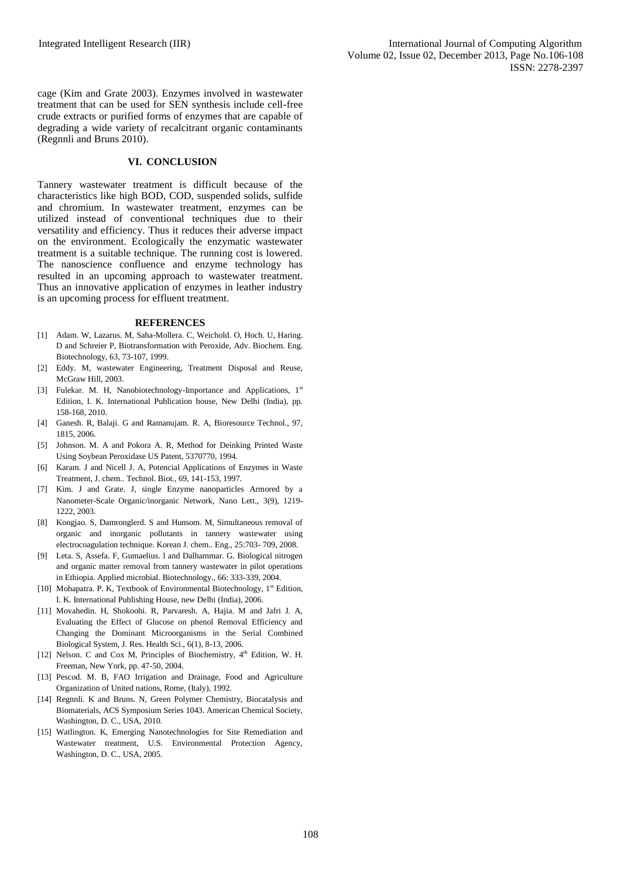cage (Kim and Grate 2003). Enzymes involved in wastewater treatment that can be used for SEN synthesis include cell-free crude extracts or purified forms of enzymes that are capable of degrading a wide variety of recalcitrant organic contaminants (Regnnli and Bruns 2010).

## VI. CONCLUSION

Tannery wastewater treatment is difficult because of the characteristics like high BOD, COD, suspended solids, sulfide and chromium. In wastewater treatment, enzymes can be utilized instead of conventional techniques due to their versatility and efficiency. Thus it reduces their adverse impact on the environment. Ecologically the enzymatic wastewater treatment is a suitable technique. The running cost is lowered. The nanoscience confluence and enzyme technology has resulted in an upcoming approach to wastewater treatment. Thus an innovative application of enzymes in leather industry is an upcoming process for effluent treatment.

## REFERENCES

[1] Adam. W, Lazarus. M, Saha-Mollera. C, Weichold. O, Hoch. U, Haring. D and Schreier P, Biotransformation with Peroxide, Adv. Biochem. Eng. Biotechnology, 63, 73-107, 1999.

[2] Eddy. M, wastewater Engineering, Treatment Disposal and Reuse, McGraw Hill, 2003.

[3] Fulekar. M. H, Nanobiotechnology-Importance and Applications, 1st Edition, I. K. International Publication house, New Delhi (India), pp. 158-168, 2010.

[4] Ganesh. R, Balaji. G and Ramanujam. R. A, Bioresource Technol., 97, 1815, 2006.

[5] Johnson. M. A and Pokora A. R, Method for Deinking Printed Waste Using Soybean Peroxidase US Patent, 5370770, 1994.

[6] Karam. J and Nicell J. A, Potencial Applications of Enzymes in Waste Treatment, J. chem.. Technol. Biot., 69, 141-153, 1997.

[7] Kim. J and Grate. J, single Enzyme nanoparticles Armored by a Nanometer-Scale Organic/inorganic Network, Nano Lett., 3(9), 1219-1222, 2003.

[8] Kongjao. S, Damronglerd. S and Hunsom. M, Simultaneous removal of organic and inorganic pollutants in tannery wastewater using electrocoagulation technique. Korean J. chem.. Eng., 25:703- 709, 2008.

[9] Leta. S, Assefa. F, Gumaelius. l and Dalhammar. G. Biological nitrogen and organic matter removal from tannery wastewater in pilot operations in Ethiopia. Applied microbial. Biotechnology., 66: 333-339, 2004.

[10] Mohapatra. P. K, Textbook of Environmental Biotechnology, 1st Edition, I. K. International Publishing House, new Delhi (India), 2006.

[11] Movahedin. H, Shokoohi. R, Parvaresh. A, Hajia. M and Jafri J. A, Evaluating the Effect of Glucose on phenol Removal Efficiency and Changing the Dominant Microorganisms in the Serial Combined Biological System, J. Res. Health Sci., 6(1), 8-13, 2006.

[12] Nelson. C and Cox M, Principles of Biochemistry, 4th Edition, W. H. Freeman, New York, pp. 47-50, 2004.

[13] Pescod. M. B, FAO Irrigation and Drainage, Food and Agriculture Organization of United nations, Rome, (Italy), 1992.

[14] Regnnli. K and Bruns. N, Green Polymer Chemistry, Biocatalysis and Biomaterials, ACS Symposium Series 1043. American Chemical Society, Washington, D. C., USA, 2010.

[15] Watlington. K, Emerging Nanotechnologies for Site Remediation and Wastewater treatment, U.S. Environmental Protection Agency, Washington, D. C., USA, 2005.